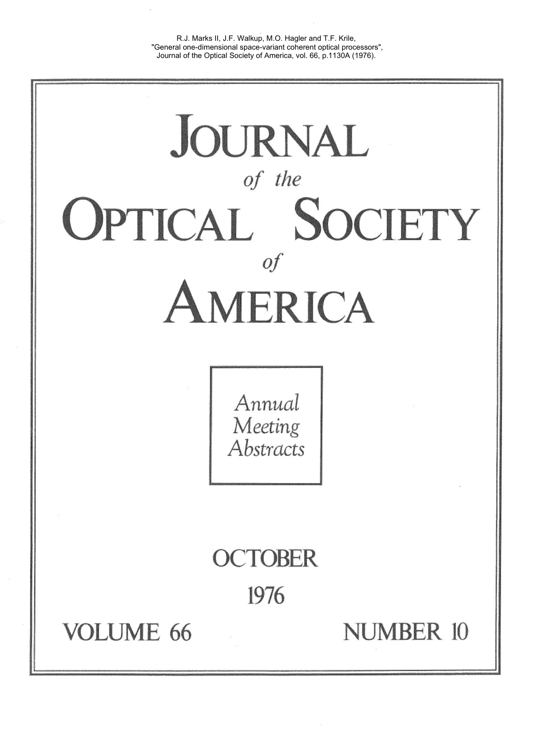R.J. Marks II, J.F. Walkup, M.O. Hagler and T.F. Krile, "General one-dimensional space-variant coherent optical processors", Journal of the Optical Society of America, vol. 66, p.1130A (1976).

# JOURNAL

*of the*

# OPTICAL SOCIETY

*of*

# AMERICA

*Annual Meeting Abstracts*

OCTOBER

1976

VOLUME 66 NUMBER 10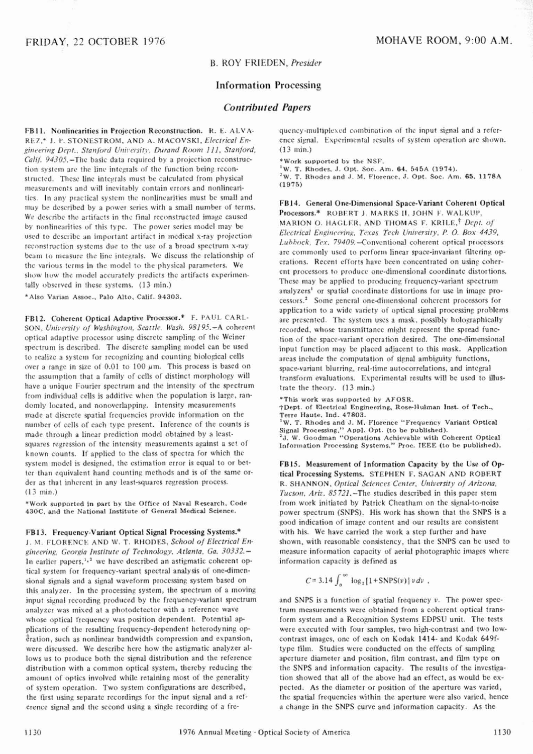B. ROY FRIEDEN, *Presider*

## Information Processing

### *Contributed Papers*

**FB11. Nonlinearities in Projection Reconstruction.** R. E. ALVAREZ,* J. P. STONESTROM, AND A. MACOVSKI, *Electrical Engineering Dept., Stanford University, Durand Room 111, Stanford, Calif. 94305.*—The basic data required by a projection reconstruction system are the line integrals of the function being reconstructed. These line integrals must be calculated from physical measurements and will inevitably contain errors and nonlinearities. In any practical system the nonlinearities must be small and may be described by a power series with a small number of terms. We describe the artifacts in the final reconstructed image caused by nonlinearities of this type. The power series model may be used to describe an important artifact in medical x-ray projection reconstruction systems due to the use of a broad spectrum x-ray beam to measure the line integrals. We discuss the relationship of the various terms in the model to the physical parameters. We show how the model accurately predicts the artifacts experimentally observed in these systems. (13 min.)

*Also Varian Assoc., Palo Alto, Calif. 94303.

**FB12. Coherent Optical Adaptive Processor.*** F. PAUL CARLSON, *University of Washington, Seattle, Wash. 98195.*—A coherent optical adaptive processor using discrete sampling of the Weiner spectrum is described. The discrete sampling model can be used to realize a system for recognizing and counting biological cells over a range in size of 0.01 to 100 μm. This process is based on the assumption that a family of cells of distinct morphology will have a unique Fourier spectrum and the intensity of the spectrum from individual cells is additive when the population is large, randomly located, and nonoverlapping. Intensity measurements made at discrete spatial frequencies provide information on the number of cells of each type present. Inference of the counts is made through a linear prediction model obtained by a least-squares regression of the intensity measurements against a set of known counts. If applied to the class of spectra for which the system model is designed, the estimation error is equal to or better than equivalent hand counting methods and is of the same order as that inherent in any least-squares regression process. (13 min.)

*Work supported in part by the Office of Naval Research, Code 430C, and the National Institute of General Medical Science.

**FB13. Frequency-Variant Optical Signal Processing Systems.*** J. M. FLORENCE AND W. T. RHODES, *School of Electrical Engineering, Georgia Institute of Technology, Atlanta, Ga. 30332.*—In earlier papers,[1,2] we have described an astigmatic coherent optical system for frequency-variant spectral analysis of one-dimensional signals and a signal waveform processing system based on this analyzer. In the processing system, the spectrum of a moving input signal recording produced by the frequency-variant spectrum analyzer was mixed at a photodetector with a reference wave whose optical frequency was position dependent. Potential applications of the resulting frequency-dependent heterodyning operation, such as nonlinear bandwidth compression and expansion, were discussed. We describe here how the astigmatic analyzer allows us to produce both the signal distribution and the reference distribution with a common optical system, thereby reducing the amount of optics involved while retaining most of the generality of system operation. Two system configurations are described, the first using separate recordings for the input signal and a reference signal and the second using a single recording of a frequency-multiplexed combination of the input signal and a reference signal. Experimental results of system operation are shown. (13 min.)

*Work supported by the NSF.
[1]W. T. Rhodes, J. Opt. Soc. Am. **64**, 545A (1974).
[2]W. T. Rhodes and J. M. Florence, J. Opt. Soc. Am. **65**, 1178A (1975)

**FB14. General One-Dimensional Space-Variant Coherent Optical Processors.*** ROBERT J. MARKS II, JOHN F. WALKUP, MARION O. HAGLER, AND THOMAS F. KRILE,† *Dept. of Electrical Engineering, Texas Tech University, P. O. Box 4439, Lubbock, Tex. 79409.*—Conventional coherent optical processors are commonly used to perform linear space-invariant filtering operations. Recent efforts have been concentrated on using coherent processors to produce one-dimensional coordinate distortions. These may be applied to producing frequency-variant spectrum analyzers[1] or spatial coordinate distortions for use in image processors.[2] Some general one-dimensional coherent processors for application to a wide variety of optical signal processing problems are presented. The system uses a mask, possibly holographically recorded, whose transmittance might represent the spread function of the space-variant operation desired. The one-dimensional input function may be placed adjacent to this mask. Application areas include the computation of signal ambiguity functions, space-variant blurring, real-time autocorrelations, and integral transform evaluations. Experimental results will be used to illustrate the theory. (13 min.)

*This work was supported by AFOSR.
†Dept. of Electrical Engineering, Rose-Hulman Inst. of Tech., Terre Haute, Ind. 47803.
[1]W. T. Rhodes and J. M. Florence "Frequency Variant Optical Signal Processing," Appl. Opt. (to be published).
[2]J. W. Goodman "Operations Achievable with Coherent Optical Information Processing Systems," Proc. IEEE (to be published).

**FB15. Measurement of Information Capacity by the Use of Optical Processing Systems.** STEPHEN F. SAGAN AND ROBERT R. SHANNON, *Optical Sciences Center, University of Arizona, Tucson, Ariz. 85721.*—The studies described in this paper stem from work initiated by Patrick Cheatham on the signal-to-noise power spectrum (SNPS). His work has shown that the SNPS is a good indication of image content and our results are consistent with his. We have carried the work a step further and have shown, with reasonable consistency, that the SNPS can be used to measure information capacity of aerial photographic images where information capacity is defined as

$$C = 3.14 \int_0^\infty \log_2[1+\mathrm{SNPS}(\nu)]\,\nu\,d\nu\ ,$$

and SNPS is a function of spatial frequency $\nu$. The power spectrum measurements were obtained from a coherent optical transform system and a Recognition Systems EDPSU unit. The tests were executed with four samples, two high-contrast and two low-contrast images, one of each on Kodak 1414- and Kodak 649f-type film. Studies were conducted on the effects of sampling aperture diameter and position, film contrast, and film type on the SNPS and information capacity. The results of the investigation showed that all of the above had an effect, as would be expected. As the diameter or position of the aperture was varied, the spatial frequencies within the aperture were also varied, hence a change in the SNPS curve and information capacity. As the